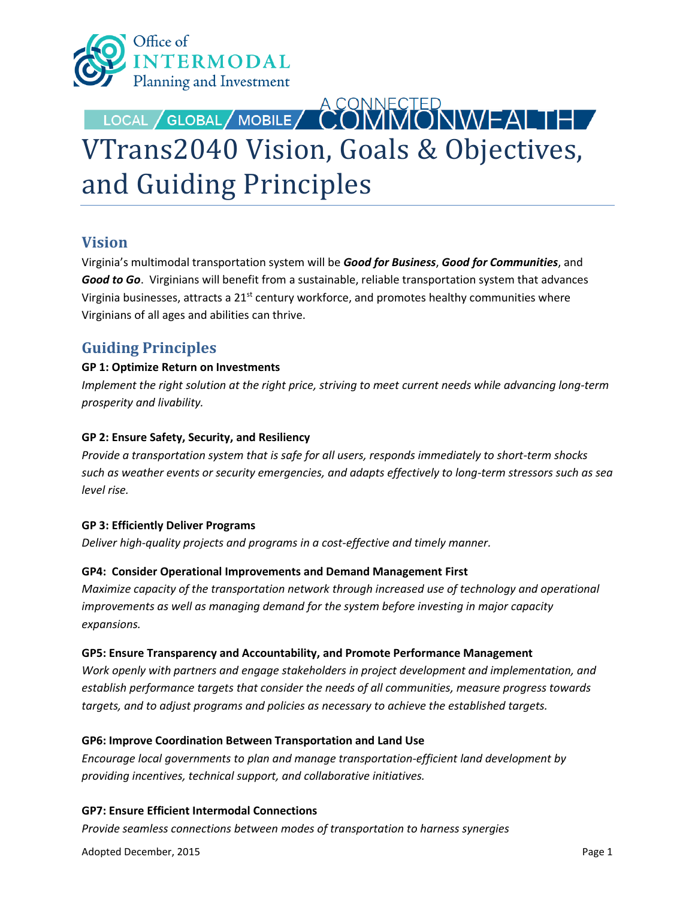Office of INTERMODAL Planning and Investment

LOCAL / GLOBAL / MOBILE / A CONNECTED COMMONWEALTH

# VTrans2040 Vision, Goals & Objectives, and Guiding Principles

## Vision

Virginia's multimodal transportation system will be ***Good for Business***, ***Good for Communities***, and ***Good to Go***. Virginians will benefit from a sustainable, reliable transportation system that advances Virginia businesses, attracts a 21st century workforce, and promotes healthy communities where Virginians of all ages and abilities can thrive.

## Guiding Principles

**GP 1: Optimize Return on Investments**

*Implement the right solution at the right price, striving to meet current needs while advancing long-term prosperity and livability.*

**GP 2: Ensure Safety, Security, and Resiliency**

*Provide a transportation system that is safe for all users, responds immediately to short-term shocks such as weather events or security emergencies, and adapts effectively to long-term stressors such as sea level rise.*

**GP 3: Efficiently Deliver Programs**

*Deliver high-quality projects and programs in a cost-effective and timely manner.*

**GP4: Consider Operational Improvements and Demand Management First**

*Maximize capacity of the transportation network through increased use of technology and operational improvements as well as managing demand for the system before investing in major capacity expansions.*

**GP5: Ensure Transparency and Accountability, and Promote Performance Management**

*Work openly with partners and engage stakeholders in project development and implementation, and establish performance targets that consider the needs of all communities, measure progress towards targets, and to adjust programs and policies as necessary to achieve the established targets.*

**GP6: Improve Coordination Between Transportation and Land Use**

*Encourage local governments to plan and manage transportation-efficient land development by providing incentives, technical support, and collaborative initiatives.*

**GP7: Ensure Efficient Intermodal Connections**

*Provide seamless connections between modes of transportation to harness synergies*

Adopted December, 2015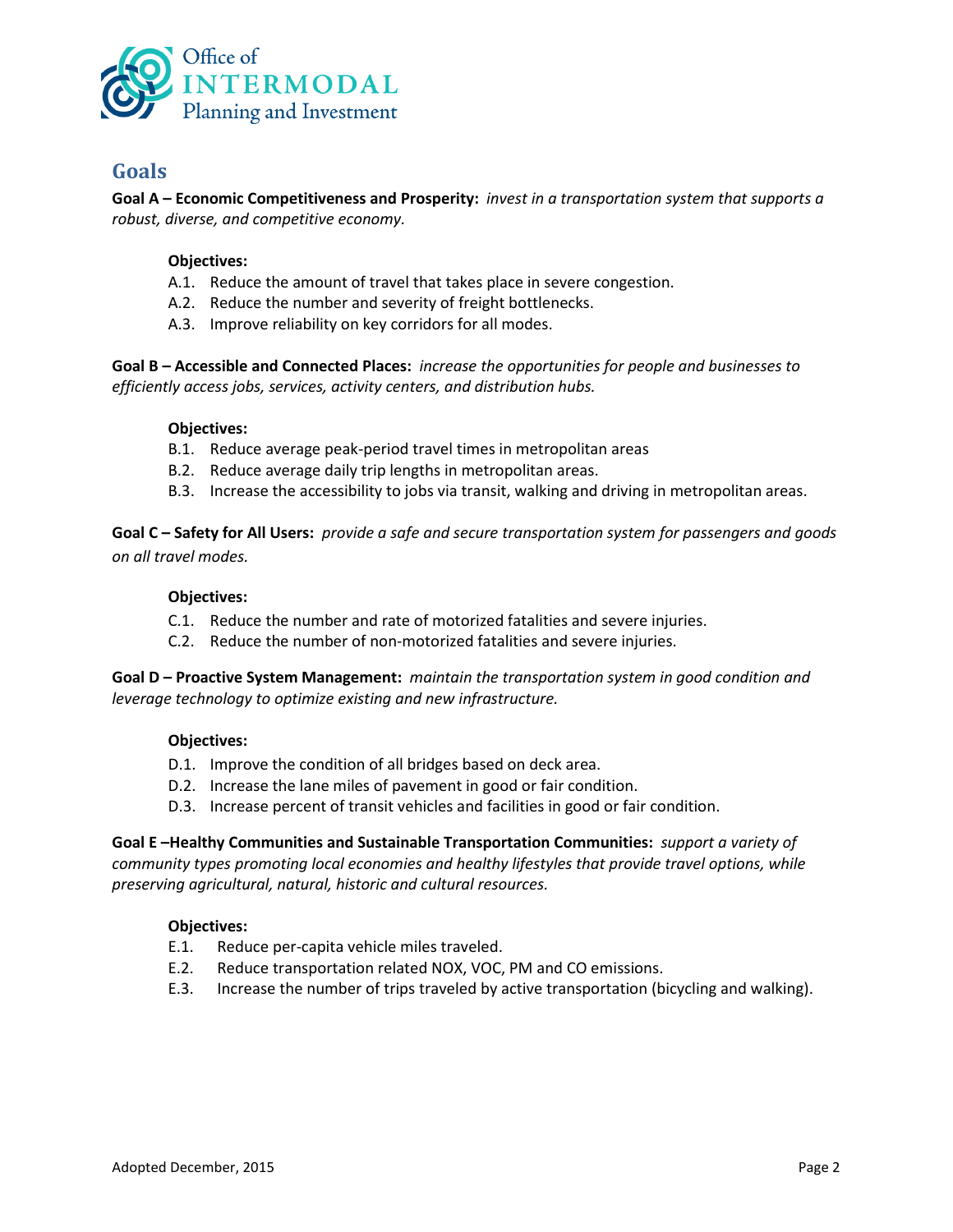## Goals

**Goal A – Economic Competitiveness and Prosperity:** *invest in a transportation system that supports a robust, diverse, and competitive economy.*

**Objectives:**

A.1. Reduce the amount of travel that takes place in severe congestion.
A.2. Reduce the number and severity of freight bottlenecks.
A.3. Improve reliability on key corridors for all modes.

**Goal B – Accessible and Connected Places:** *increase the opportunities for people and businesses to efficiently access jobs, services, activity centers, and distribution hubs.*

**Objectives:**

B.1. Reduce average peak-period travel times in metropolitan areas
B.2. Reduce average daily trip lengths in metropolitan areas.
B.3. Increase the accessibility to jobs via transit, walking and driving in metropolitan areas.

**Goal C – Safety for All Users:** *provide a safe and secure transportation system for passengers and goods on all travel modes.*

**Objectives:**

C.1. Reduce the number and rate of motorized fatalities and severe injuries.
C.2. Reduce the number of non-motorized fatalities and severe injuries.

**Goal D – Proactive System Management:** *maintain the transportation system in good condition and leverage technology to optimize existing and new infrastructure.*

**Objectives:**

D.1. Improve the condition of all bridges based on deck area.
D.2. Increase the lane miles of pavement in good or fair condition.
D.3. Increase percent of transit vehicles and facilities in good or fair condition.

**Goal E –Healthy Communities and Sustainable Transportation Communities:** *support a variety of community types promoting local economies and healthy lifestyles that provide travel options, while preserving agricultural, natural, historic and cultural resources.*

**Objectives:**

E.1. Reduce per-capita vehicle miles traveled.
E.2. Reduce transportation related NOX, VOC, PM and CO emissions.
E.3. Increase the number of trips traveled by active transportation (bicycling and walking).

Adopted December, 2015